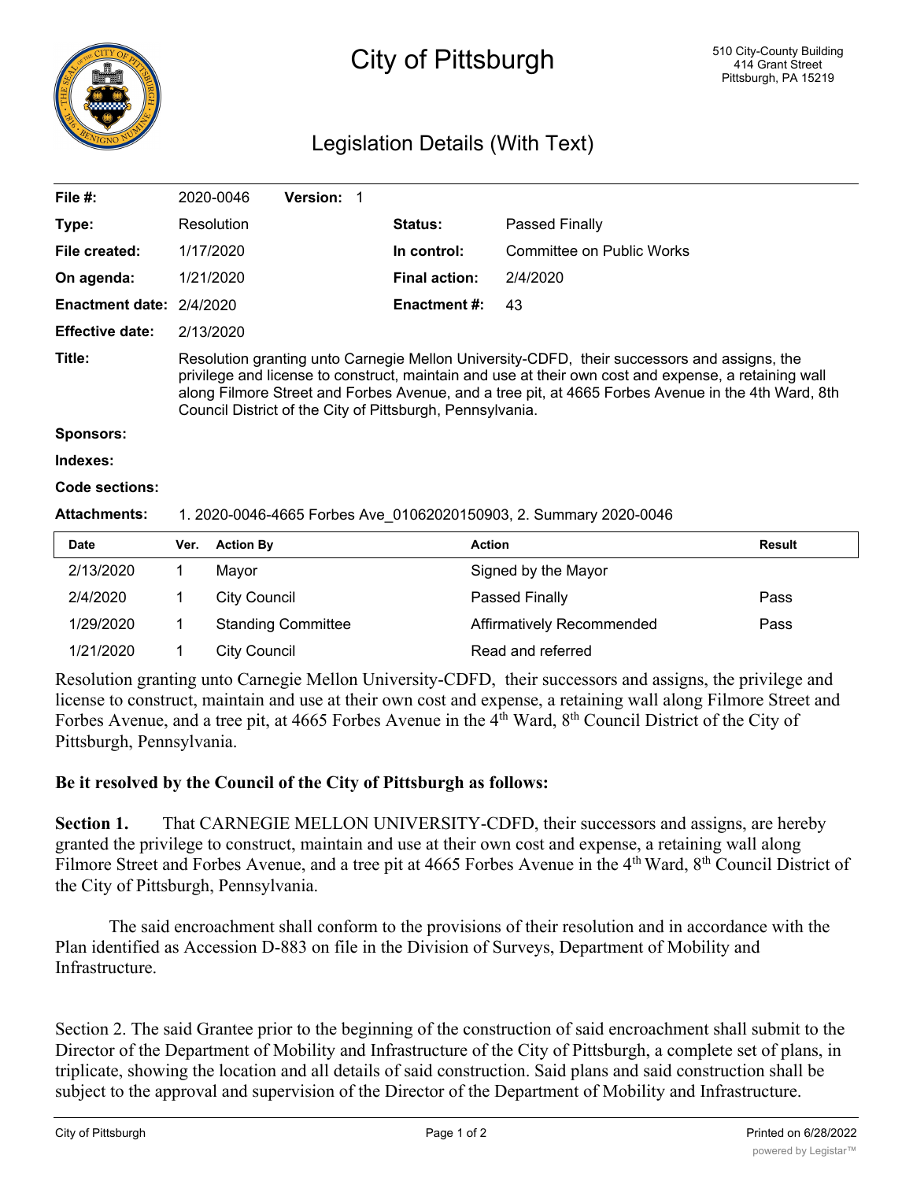# City of Pittsburgh

510 City-County Building
414 Grant Street
Pittsburgh, PA 15219

## Legislation Details (With Text)

| | | | |
|---|---|---|---|
| **File #:** | 2020-0046 **Version:** 1 | | |
| **Type:** | Resolution | **Status:** | Passed Finally |
| **File created:** | 1/17/2020 | **In control:** | Committee on Public Works |
| **On agenda:** | 1/21/2020 | **Final action:** | 2/4/2020 |
| **Enactment date:** | 2/4/2020 | **Enactment #:** | 43 |
| **Effective date:** | 2/13/2020 | | |

**Title:** Resolution granting unto Carnegie Mellon University-CDFD, their successors and assigns, the privilege and license to construct, maintain and use at their own cost and expense, a retaining wall along Filmore Street and Forbes Avenue, and a tree pit, at 4665 Forbes Avenue in the 4th Ward, 8th Council District of the City of Pittsburgh, Pennsylvania.

**Sponsors:**

**Indexes:**

**Code sections:**

**Attachments:** 1. 2020-0046-4665 Forbes Ave_01062020150903, 2. Summary 2020-0046

| Date | Ver. | Action By | Action | Result |
|---|---|---|---|---|
| 2/13/2020 | 1 | Mayor | Signed by the Mayor | |
| 2/4/2020 | 1 | City Council | Passed Finally | Pass |
| 1/29/2020 | 1 | Standing Committee | Affirmatively Recommended | Pass |
| 1/21/2020 | 1 | City Council | Read and referred | |

Resolution granting unto Carnegie Mellon University-CDFD, their successors and assigns, the privilege and license to construct, maintain and use at their own cost and expense, a retaining wall along Filmore Street and Forbes Avenue, and a tree pit, at 4665 Forbes Avenue in the 4th Ward, 8th Council District of the City of Pittsburgh, Pennsylvania.

**Be it resolved by the Council of the City of Pittsburgh as follows:**

**Section 1.** That CARNEGIE MELLON UNIVERSITY-CDFD, their successors and assigns, are hereby granted the privilege to construct, maintain and use at their own cost and expense, a retaining wall along Filmore Street and Forbes Avenue, and a tree pit at 4665 Forbes Avenue in the 4th Ward, 8th Council District of the City of Pittsburgh, Pennsylvania.

The said encroachment shall conform to the provisions of their resolution and in accordance with the Plan identified as Accession D-883 on file in the Division of Surveys, Department of Mobility and Infrastructure.

Section 2. The said Grantee prior to the beginning of the construction of said encroachment shall submit to the Director of the Department of Mobility and Infrastructure of the City of Pittsburgh, a complete set of plans, in triplicate, showing the location and all details of said construction. Said plans and said construction shall be subject to the approval and supervision of the Director of the Department of Mobility and Infrastructure.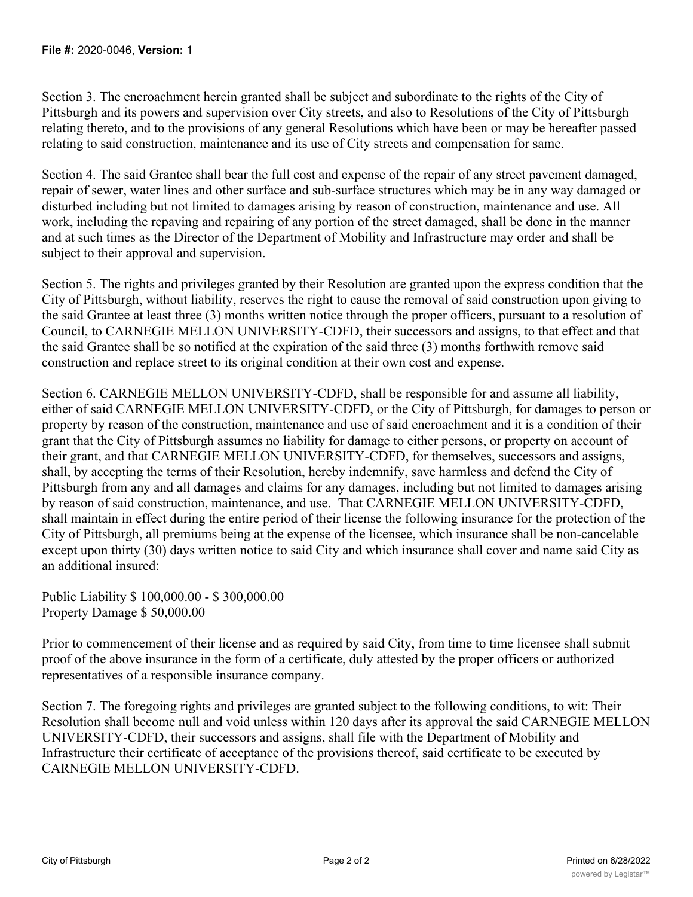Section 3. The encroachment herein granted shall be subject and subordinate to the rights of the City of Pittsburgh and its powers and supervision over City streets, and also to Resolutions of the City of Pittsburgh relating thereto, and to the provisions of any general Resolutions which have been or may be hereafter passed relating to said construction, maintenance and its use of City streets and compensation for same.

Section 4. The said Grantee shall bear the full cost and expense of the repair of any street pavement damaged, repair of sewer, water lines and other surface and sub-surface structures which may be in any way damaged or disturbed including but not limited to damages arising by reason of construction, maintenance and use. All work, including the repaving and repairing of any portion of the street damaged, shall be done in the manner and at such times as the Director of the Department of Mobility and Infrastructure may order and shall be subject to their approval and supervision.

Section 5. The rights and privileges granted by their Resolution are granted upon the express condition that the City of Pittsburgh, without liability, reserves the right to cause the removal of said construction upon giving to the said Grantee at least three (3) months written notice through the proper officers, pursuant to a resolution of Council, to CARNEGIE MELLON UNIVERSITY-CDFD, their successors and assigns, to that effect and that the said Grantee shall be so notified at the expiration of the said three (3) months forthwith remove said construction and replace street to its original condition at their own cost and expense.

Section 6. CARNEGIE MELLON UNIVERSITY-CDFD, shall be responsible for and assume all liability, either of said CARNEGIE MELLON UNIVERSITY-CDFD, or the City of Pittsburgh, for damages to person or property by reason of the construction, maintenance and use of said encroachment and it is a condition of their grant that the City of Pittsburgh assumes no liability for damage to either persons, or property on account of their grant, and that CARNEGIE MELLON UNIVERSITY-CDFD, for themselves, successors and assigns, shall, by accepting the terms of their Resolution, hereby indemnify, save harmless and defend the City of Pittsburgh from any and all damages and claims for any damages, including but not limited to damages arising by reason of said construction, maintenance, and use. That CARNEGIE MELLON UNIVERSITY-CDFD, shall maintain in effect during the entire period of their license the following insurance for the protection of the City of Pittsburgh, all premiums being at the expense of the licensee, which insurance shall be non-cancelable except upon thirty (30) days written notice to said City and which insurance shall cover and name said City as an additional insured:

Public Liability $ 100,000.00 - $ 300,000.00
Property Damage $ 50,000.00

Prior to commencement of their license and as required by said City, from time to time licensee shall submit proof of the above insurance in the form of a certificate, duly attested by the proper officers or authorized representatives of a responsible insurance company.

Section 7. The foregoing rights and privileges are granted subject to the following conditions, to wit: Their Resolution shall become null and void unless within 120 days after its approval the said CARNEGIE MELLON UNIVERSITY-CDFD, their successors and assigns, shall file with the Department of Mobility and Infrastructure their certificate of acceptance of the provisions thereof, said certificate to be executed by CARNEGIE MELLON UNIVERSITY-CDFD.